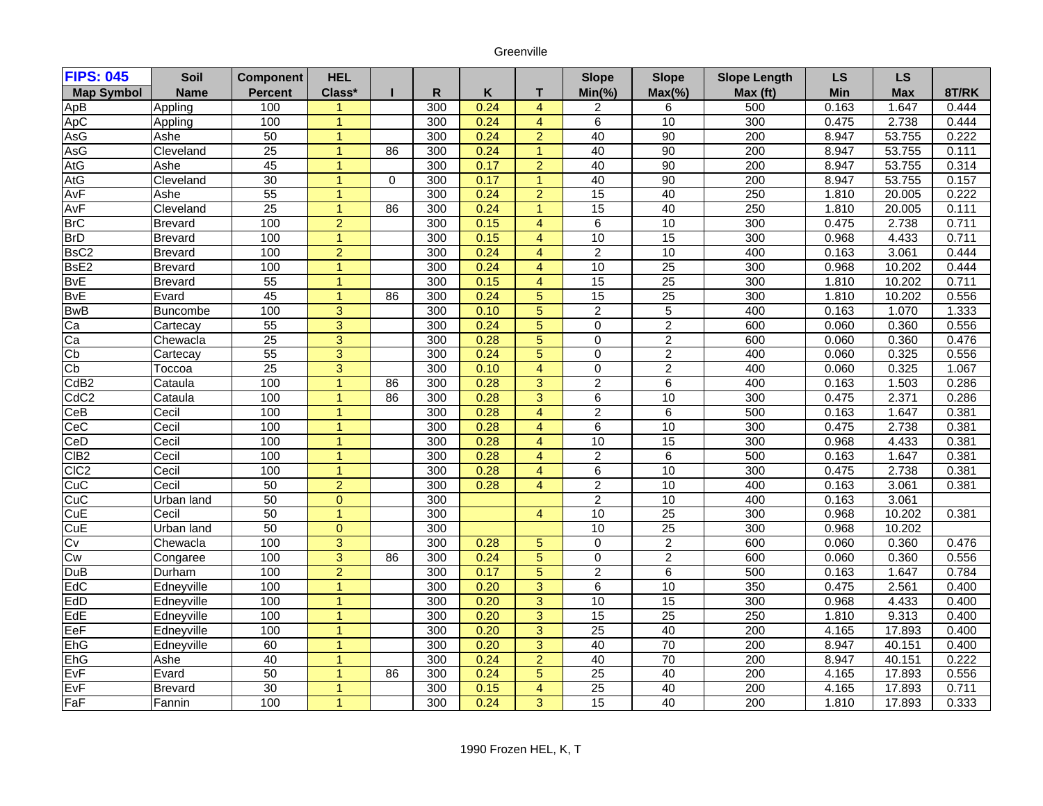Greenville

| FIPS: 045 | Soil | Component | HEL | | | | | Slope | Slope | Slope Length | LS | LS | |
|---|---|---|---|---|---|---|---|---|---|---|---|---|---|
| Map Symbol | Name | Percent | Class* | I | R | K | T | Min(%) | Max(%) | Max (ft) | Min | Max | 8T/RK |
| ApB | Appling | 100 | 1 | | 300 | 0.24 | 4 | 2 | 6 | 500 | 0.163 | 1.647 | 0.444 |
| ApC | Appling | 100 | 1 | | 300 | 0.24 | 4 | 6 | 10 | 300 | 0.475 | 2.738 | 0.444 |
| AsG | Ashe | 50 | 1 | | 300 | 0.24 | 2 | 40 | 90 | 200 | 8.947 | 53.755 | 0.222 |
| AsG | Cleveland | 25 | 1 | 86 | 300 | 0.24 | 1 | 40 | 90 | 200 | 8.947 | 53.755 | 0.111 |
| AtG | Ashe | 45 | 1 | | 300 | 0.17 | 2 | 40 | 90 | 200 | 8.947 | 53.755 | 0.314 |
| AtG | Cleveland | 30 | 1 | 0 | 300 | 0.17 | 1 | 40 | 90 | 200 | 8.947 | 53.755 | 0.157 |
| AvF | Ashe | 55 | 1 | | 300 | 0.24 | 2 | 15 | 40 | 250 | 1.810 | 20.005 | 0.222 |
| AvF | Cleveland | 25 | 1 | 86 | 300 | 0.24 | 1 | 15 | 40 | 250 | 1.810 | 20.005 | 0.111 |
| BrC | Brevard | 100 | 2 | | 300 | 0.15 | 4 | 6 | 10 | 300 | 0.475 | 2.738 | 0.711 |
| BrD | Brevard | 100 | 1 | | 300 | 0.15 | 4 | 10 | 15 | 300 | 0.968 | 4.433 | 0.711 |
| BsC2 | Brevard | 100 | 2 | | 300 | 0.24 | 4 | 2 | 10 | 400 | 0.163 | 3.061 | 0.444 |
| BsE2 | Brevard | 100 | 1 | | 300 | 0.24 | 4 | 10 | 25 | 300 | 0.968 | 10.202 | 0.444 |
| BvE | Brevard | 55 | 1 | | 300 | 0.15 | 4 | 15 | 25 | 300 | 1.810 | 10.202 | 0.711 |
| BvE | Evard | 45 | 1 | 86 | 300 | 0.24 | 5 | 15 | 25 | 300 | 1.810 | 10.202 | 0.556 |
| BwB | Buncombe | 100 | 3 | | 300 | 0.10 | 5 | 2 | 5 | 400 | 0.163 | 1.070 | 1.333 |
| Ca | Cartecay | 55 | 3 | | 300 | 0.24 | 5 | 0 | 2 | 600 | 0.060 | 0.360 | 0.556 |
| Ca | Chewacla | 25 | 3 | | 300 | 0.28 | 5 | 0 | 2 | 600 | 0.060 | 0.360 | 0.476 |
| Cb | Cartecay | 55 | 3 | | 300 | 0.24 | 5 | 0 | 2 | 400 | 0.060 | 0.325 | 0.556 |
| Cb | Toccoa | 25 | 3 | | 300 | 0.10 | 4 | 0 | 2 | 400 | 0.060 | 0.325 | 1.067 |
| CdB2 | Cataula | 100 | 1 | 86 | 300 | 0.28 | 3 | 2 | 6 | 400 | 0.163 | 1.503 | 0.286 |
| CdC2 | Cataula | 100 | 1 | 86 | 300 | 0.28 | 3 | 6 | 10 | 300 | 0.475 | 2.371 | 0.286 |
| CeB | Cecil | 100 | 1 | | 300 | 0.28 | 4 | 2 | 6 | 500 | 0.163 | 1.647 | 0.381 |
| CeC | Cecil | 100 | 1 | | 300 | 0.28 | 4 | 6 | 10 | 300 | 0.475 | 2.738 | 0.381 |
| CeD | Cecil | 100 | 1 | | 300 | 0.28 | 4 | 10 | 15 | 300 | 0.968 | 4.433 | 0.381 |
| ClB2 | Cecil | 100 | 1 | | 300 | 0.28 | 4 | 2 | 6 | 500 | 0.163 | 1.647 | 0.381 |
| ClC2 | Cecil | 100 | 1 | | 300 | 0.28 | 4 | 6 | 10 | 300 | 0.475 | 2.738 | 0.381 |
| CuC | Cecil | 50 | 2 | | 300 | 0.28 | 4 | 2 | 10 | 400 | 0.163 | 3.061 | 0.381 |
| CuC | Urban land | 50 | 0 | | 300 | | | 2 | 10 | 400 | 0.163 | 3.061 | |
| CuE | Cecil | 50 | 1 | | 300 | | 4 | 10 | 25 | 300 | 0.968 | 10.202 | 0.381 |
| CuE | Urban land | 50 | 0 | | 300 | | | 10 | 25 | 300 | 0.968 | 10.202 | |
| Cv | Chewacla | 100 | 3 | | 300 | 0.28 | 5 | 0 | 2 | 600 | 0.060 | 0.360 | 0.476 |
| Cw | Congaree | 100 | 3 | 86 | 300 | 0.24 | 5 | 0 | 2 | 600 | 0.060 | 0.360 | 0.556 |
| DuB | Durham | 100 | 2 | | 300 | 0.17 | 5 | 2 | 6 | 500 | 0.163 | 1.647 | 0.784 |
| EdC | Edneyville | 100 | 1 | | 300 | 0.20 | 3 | 6 | 10 | 350 | 0.475 | 2.561 | 0.400 |
| EdD | Edneyville | 100 | 1 | | 300 | 0.20 | 3 | 10 | 15 | 300 | 0.968 | 4.433 | 0.400 |
| EdE | Edneyville | 100 | 1 | | 300 | 0.20 | 3 | 15 | 25 | 250 | 1.810 | 9.313 | 0.400 |
| EeF | Edneyville | 100 | 1 | | 300 | 0.20 | 3 | 25 | 40 | 200 | 4.165 | 17.893 | 0.400 |
| EhG | Edneyville | 60 | 1 | | 300 | 0.20 | 3 | 40 | 70 | 200 | 8.947 | 40.151 | 0.400 |
| EhG | Ashe | 40 | 1 | | 300 | 0.24 | 2 | 40 | 70 | 200 | 8.947 | 40.151 | 0.222 |
| EvF | Evard | 50 | 1 | 86 | 300 | 0.24 | 5 | 25 | 40 | 200 | 4.165 | 17.893 | 0.556 |
| EvF | Brevard | 30 | 1 | | 300 | 0.15 | 4 | 25 | 40 | 200 | 4.165 | 17.893 | 0.711 |
| FaF | Fannin | 100 | 1 | | 300 | 0.24 | 3 | 15 | 40 | 200 | 1.810 | 17.893 | 0.333 |

1990 Frozen HEL, K, T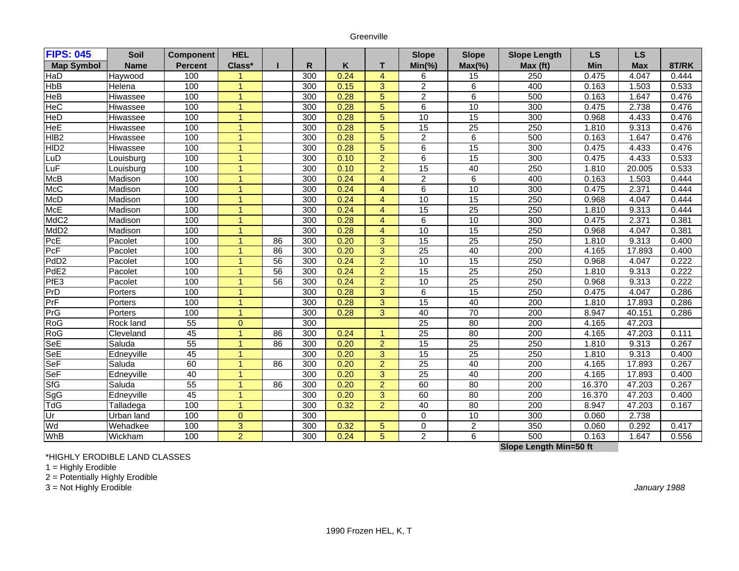Greenville

| FIPS: 045 Map Symbol | Soil Name | Component Percent | HEL Class* | I | R | K | T | Slope Min(%) | Slope Max(%) | Slope Length Max (ft) | LS Min | LS Max | 8T/RK |
|---|---|---|---|---|---|---|---|---|---|---|---|---|---|
| HaD | Haywood | 100 | 1 | | 300 | 0.24 | 4 | 6 | 15 | 250 | 0.475 | 4.047 | 0.444 |
| HbB | Helena | 100 | 1 | | 300 | 0.15 | 3 | 2 | 6 | 400 | 0.163 | 1.503 | 0.533 |
| HeB | Hiwassee | 100 | 1 | | 300 | 0.28 | 5 | 2 | 6 | 500 | 0.163 | 1.647 | 0.476 |
| HeC | Hiwassee | 100 | 1 | | 300 | 0.28 | 5 | 6 | 10 | 300 | 0.475 | 2.738 | 0.476 |
| HeD | Hiwassee | 100 | 1 | | 300 | 0.28 | 5 | 10 | 15 | 300 | 0.968 | 4.433 | 0.476 |
| HeE | Hiwassee | 100 | 1 | | 300 | 0.28 | 5 | 15 | 25 | 250 | 1.810 | 9.313 | 0.476 |
| HIB2 | Hiwassee | 100 | 1 | | 300 | 0.28 | 5 | 2 | 6 | 500 | 0.163 | 1.647 | 0.476 |
| HID2 | Hiwassee | 100 | 1 | | 300 | 0.28 | 5 | 6 | 15 | 300 | 0.475 | 4.433 | 0.476 |
| LuD | Louisburg | 100 | 1 | | 300 | 0.10 | 2 | 6 | 15 | 300 | 0.475 | 4.433 | 0.533 |
| LuF | Louisburg | 100 | 1 | | 300 | 0.10 | 2 | 15 | 40 | 250 | 1.810 | 20.005 | 0.533 |
| McB | Madison | 100 | 1 | | 300 | 0.24 | 4 | 2 | 6 | 400 | 0.163 | 1.503 | 0.444 |
| McC | Madison | 100 | 1 | | 300 | 0.24 | 4 | 6 | 10 | 300 | 0.475 | 2.371 | 0.444 |
| McD | Madison | 100 | 1 | | 300 | 0.24 | 4 | 10 | 15 | 250 | 0.968 | 4.047 | 0.444 |
| McE | Madison | 100 | 1 | | 300 | 0.24 | 4 | 15 | 25 | 250 | 1.810 | 9.313 | 0.444 |
| MdC2 | Madison | 100 | 1 | | 300 | 0.28 | 4 | 6 | 10 | 300 | 0.475 | 2.371 | 0.381 |
| MdD2 | Madison | 100 | 1 | | 300 | 0.28 | 4 | 10 | 15 | 250 | 0.968 | 4.047 | 0.381 |
| PcE | Pacolet | 100 | 1 | 86 | 300 | 0.20 | 3 | 15 | 25 | 250 | 1.810 | 9.313 | 0.400 |
| PcF | Pacolet | 100 | 1 | 86 | 300 | 0.20 | 3 | 25 | 40 | 200 | 4.165 | 17.893 | 0.400 |
| PdD2 | Pacolet | 100 | 1 | 56 | 300 | 0.24 | 2 | 10 | 15 | 250 | 0.968 | 4.047 | 0.222 |
| PdE2 | Pacolet | 100 | 1 | 56 | 300 | 0.24 | 2 | 15 | 25 | 250 | 1.810 | 9.313 | 0.222 |
| PfE3 | Pacolet | 100 | 1 | 56 | 300 | 0.24 | 2 | 10 | 25 | 250 | 0.968 | 9.313 | 0.222 |
| PrD | Porters | 100 | 1 | | 300 | 0.28 | 3 | 6 | 15 | 250 | 0.475 | 4.047 | 0.286 |
| PrF | Porters | 100 | 1 | | 300 | 0.28 | 3 | 15 | 40 | 200 | 1.810 | 17.893 | 0.286 |
| PrG | Porters | 100 | 1 | | 300 | 0.28 | 3 | 40 | 70 | 200 | 8.947 | 40.151 | 0.286 |
| RoG | Rock land | 55 | 0 | | 300 | | | 25 | 80 | 200 | 4.165 | 47.203 | |
| RoG | Cleveland | 45 | 1 | 86 | 300 | 0.24 | 1 | 25 | 80 | 200 | 4.165 | 47.203 | 0.111 |
| SeE | Saluda | 55 | 1 | 86 | 300 | 0.20 | 2 | 15 | 25 | 250 | 1.810 | 9.313 | 0.267 |
| SeE | Edneyville | 45 | 1 | | 300 | 0.20 | 3 | 15 | 25 | 250 | 1.810 | 9.313 | 0.400 |
| SeF | Saluda | 60 | 1 | 86 | 300 | 0.20 | 2 | 25 | 40 | 200 | 4.165 | 17.893 | 0.267 |
| SeF | Edneyville | 40 | 1 | | 300 | 0.20 | 3 | 25 | 40 | 200 | 4.165 | 17.893 | 0.400 |
| SfG | Saluda | 55 | 1 | 86 | 300 | 0.20 | 2 | 60 | 80 | 200 | 16.370 | 47.203 | 0.267 |
| SgG | Edneyville | 45 | 1 | | 300 | 0.20 | 3 | 60 | 80 | 200 | 16.370 | 47.203 | 0.400 |
| TdG | Talladega | 100 | 1 | | 300 | 0.32 | 2 | 40 | 80 | 200 | 8.947 | 47.203 | 0.167 |
| Ur | Urban land | 100 | 0 | | 300 | | | 0 | 10 | 300 | 0.060 | 2.738 | |
| Wd | Wehadkee | 100 | 3 | | 300 | 0.32 | 5 | 0 | 2 | 350 | 0.060 | 0.292 | 0.417 |
| WhB | Wickham | 100 | 2 | | 300 | 0.24 | 5 | 2 | 6 | 500 | 0.163 | 1.647 | 0.556 |

**Slope Length Min=50 ft**

*HIGHLY ERODIBLE LAND CLASSES
1 = Highly Erodible
2 = Potentially Highly Erodible
3 = Not Highly Erodible

*January 1988*

1990 Frozen HEL, K, T